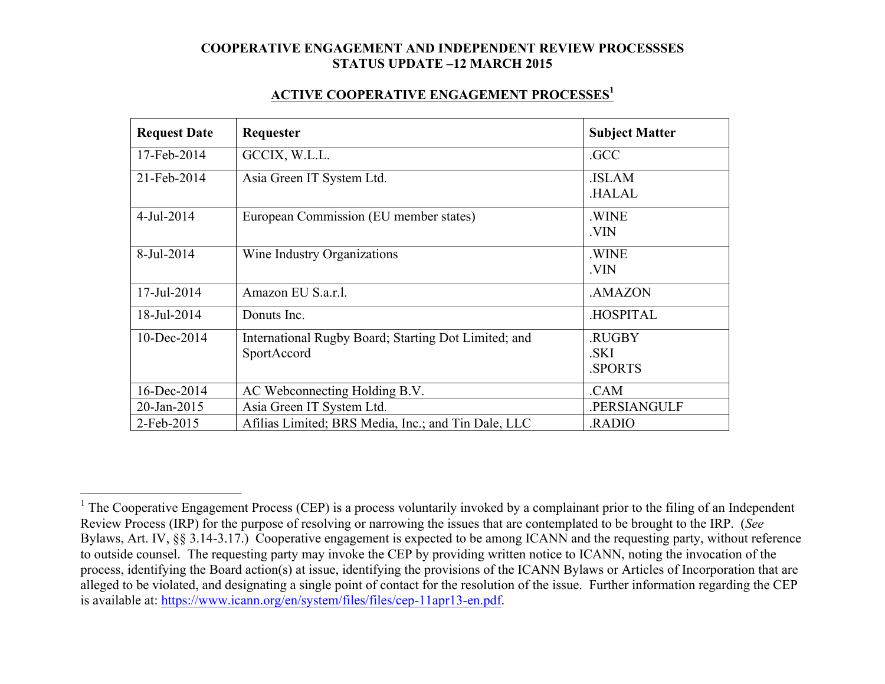# COOPERATIVE ENGAGEMENT AND INDEPENDENT REVIEW PROCESSSES
# STATUS UPDATE –12 MARCH 2015

## ACTIVE COOPERATIVE ENGAGEMENT PROCESSES[1]

| Request Date | Requester | Subject Matter |
|---|---|---|
| 17-Feb-2014 | GCCIX, W.L.L. | .GCC |
| 21-Feb-2014 | Asia Green IT System Ltd. | .ISLAM<br>.HALAL |
| 4-Jul-2014 | European Commission (EU member states) | .WINE<br>.VIN |
| 8-Jul-2014 | Wine Industry Organizations | .WINE<br>.VIN |
| 17-Jul-2014 | Amazon EU S.a.r.l. | .AMAZON |
| 18-Jul-2014 | Donuts Inc. | .HOSPITAL |
| 10-Dec-2014 | International Rugby Board; Starting Dot Limited; and SportAccord | .RUGBY<br>.SKI<br>.SPORTS |
| 16-Dec-2014 | AC Webconnecting Holding B.V. | .CAM |
| 20-Jan-2015 | Asia Green IT System Ltd. | .PERSIANGULF |
| 2-Feb-2015 | Afilias Limited; BRS Media, Inc.; and Tin Dale, LLC | .RADIO |

---

[1] The Cooperative Engagement Process (CEP) is a process voluntarily invoked by a complainant prior to the filing of an Independent Review Process (IRP) for the purpose of resolving or narrowing the issues that are contemplated to be brought to the IRP. (*See* Bylaws, Art. IV, §§ 3.14-3.17.) Cooperative engagement is expected to be among ICANN and the requesting party, without reference to outside counsel. The requesting party may invoke the CEP by providing written notice to ICANN, noting the invocation of the process, identifying the Board action(s) at issue, identifying the provisions of the ICANN Bylaws or Articles of Incorporation that are alleged to be violated, and designating a single point of contact for the resolution of the issue. Further information regarding the CEP is available at: https://www.icann.org/en/system/files/files/cep-11apr13-en.pdf.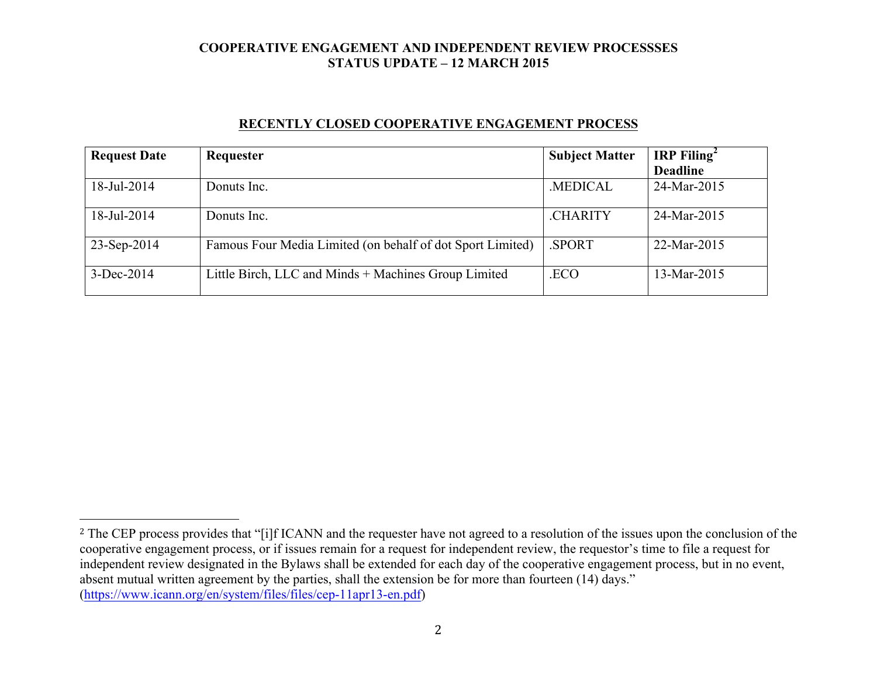COOPERATIVE ENGAGEMENT AND INDEPENDENT REVIEW PROCESSSES
STATUS UPDATE – 12 MARCH 2015

## RECENTLY CLOSED COOPERATIVE ENGAGEMENT PROCESS

| Request Date | Requester | Subject Matter | IRP Filing[2] Deadline |
|---|---|---|---|
| 18-Jul-2014 | Donuts Inc. | .MEDICAL | 24-Mar-2015 |
| 18-Jul-2014 | Donuts Inc. | .CHARITY | 24-Mar-2015 |
| 23-Sep-2014 | Famous Four Media Limited (on behalf of dot Sport Limited) | .SPORT | 22-Mar-2015 |
| 3-Dec-2014 | Little Birch, LLC and Minds + Machines Group Limited | .ECO | 13-Mar-2015 |

---

[2] The CEP process provides that "[i]f ICANN and the requester have not agreed to a resolution of the issues upon the conclusion of the cooperative engagement process, or if issues remain for a request for independent review, the requestor's time to file a request for independent review designated in the Bylaws shall be extended for each day of the cooperative engagement process, but in no event, absent mutual written agreement by the parties, shall the extension be for more than fourteen (14) days." (https://www.icann.org/en/system/files/files/cep-11apr13-en.pdf)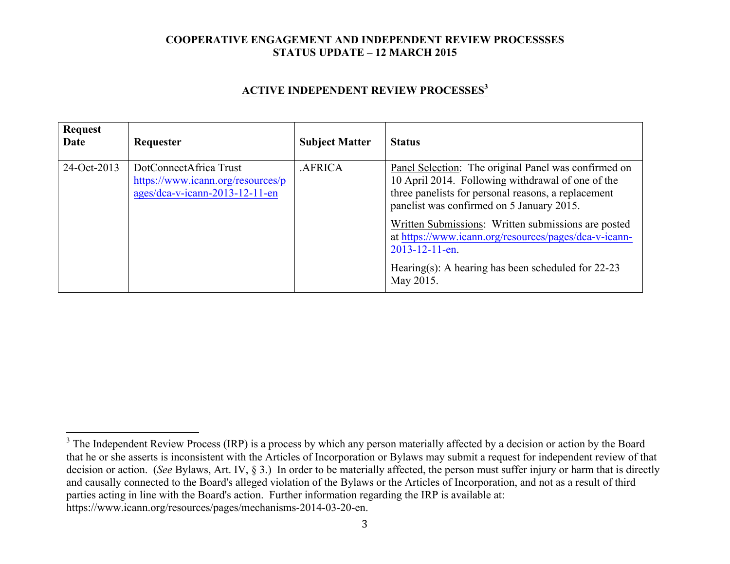# COOPERATIVE ENGAGEMENT AND INDEPENDENT REVIEW PROCESSSES
# STATUS UPDATE – 12 MARCH 2015

## ACTIVE INDEPENDENT REVIEW PROCESSES[3]

| Request Date | Requester | Subject Matter | Status |
|---|---|---|---|
| 24-Oct-2013 | DotConnectAfrica Trust https://www.icann.org/resources/pages/dca-v-icann-2013-12-11-en | .AFRICA | Panel Selection: The original Panel was confirmed on 10 April 2014. Following withdrawal of one of the three panelists for personal reasons, a replacement panelist was confirmed on 5 January 2015.<br><br>Written Submissions: Written submissions are posted at https://www.icann.org/resources/pages/dca-v-icann-2013-12-11-en.<br><br>Hearing(s): A hearing has been scheduled for 22-23 May 2015. |

[3] The Independent Review Process (IRP) is a process by which any person materially affected by a decision or action by the Board that he or she asserts is inconsistent with the Articles of Incorporation or Bylaws may submit a request for independent review of that decision or action. (*See* Bylaws, Art. IV, § 3.) In order to be materially affected, the person must suffer injury or harm that is directly and causally connected to the Board's alleged violation of the Bylaws or the Articles of Incorporation, and not as a result of third parties acting in line with the Board's action. Further information regarding the IRP is available at: https://www.icann.org/resources/pages/mechanisms-2014-03-20-en.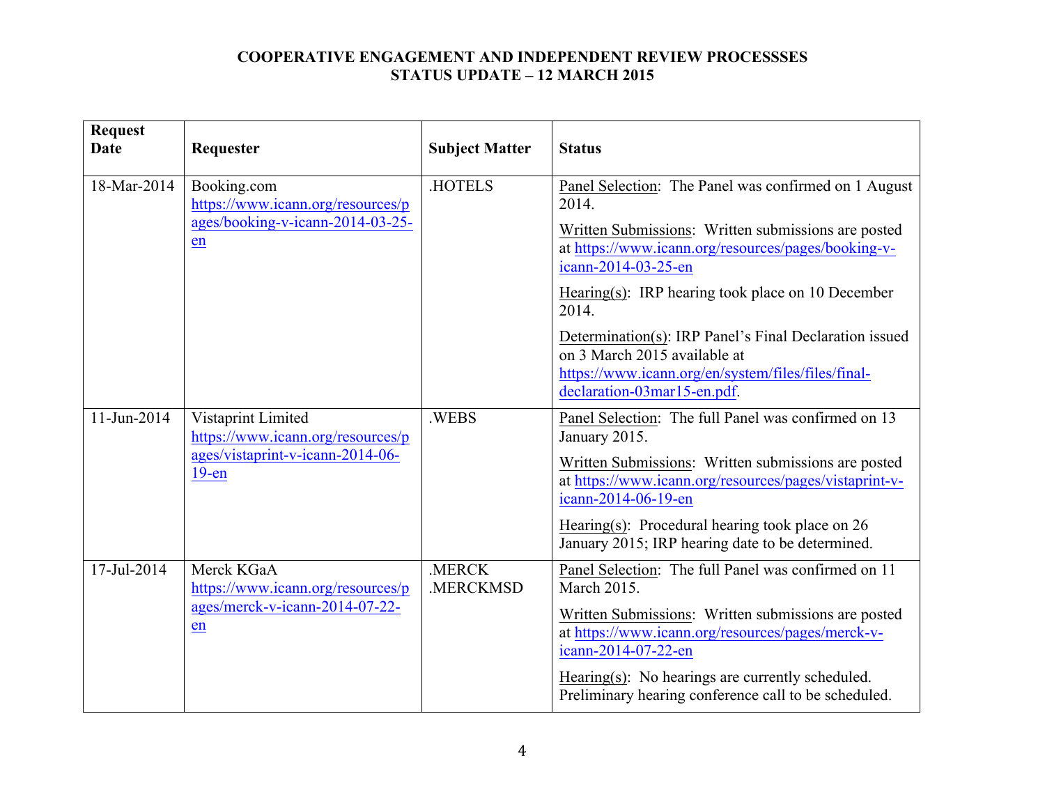**COOPERATIVE ENGAGEMENT AND INDEPENDENT REVIEW PROCESSSES**
**STATUS UPDATE – 12 MARCH 2015**

| Request Date | Requester | Subject Matter | Status |
|---|---|---|---|
| 18-Mar-2014 | Booking.com https://www.icann.org/resources/pages/booking-v-icann-2014-03-25-en | .HOTELS | Panel Selection: The Panel was confirmed on 1 August 2014.<br><br>Written Submissions: Written submissions are posted at https://www.icann.org/resources/pages/booking-v-icann-2014-03-25-en<br><br>Hearing(s): IRP hearing took place on 10 December 2014.<br><br>Determination(s): IRP Panel's Final Declaration issued on 3 March 2015 available at https://www.icann.org/en/system/files/files/final-declaration-03mar15-en.pdf. |
| 11-Jun-2014 | Vistaprint Limited https://www.icann.org/resources/pages/vistaprint-v-icann-2014-06-19-en | .WEBS | Panel Selection: The full Panel was confirmed on 13 January 2015.<br><br>Written Submissions: Written submissions are posted at https://www.icann.org/resources/pages/vistaprint-v-icann-2014-06-19-en<br><br>Hearing(s): Procedural hearing took place on 26 January 2015; IRP hearing date to be determined. |
| 17-Jul-2014 | Merck KGaA https://www.icann.org/resources/pages/merck-v-icann-2014-07-22-en | .MERCK .MERCKMSD | Panel Selection: The full Panel was confirmed on 11 March 2015.<br><br>Written Submissions: Written submissions are posted at https://www.icann.org/resources/pages/merck-v-icann-2014-07-22-en<br><br>Hearing(s): No hearings are currently scheduled. Preliminary hearing conference call to be scheduled. |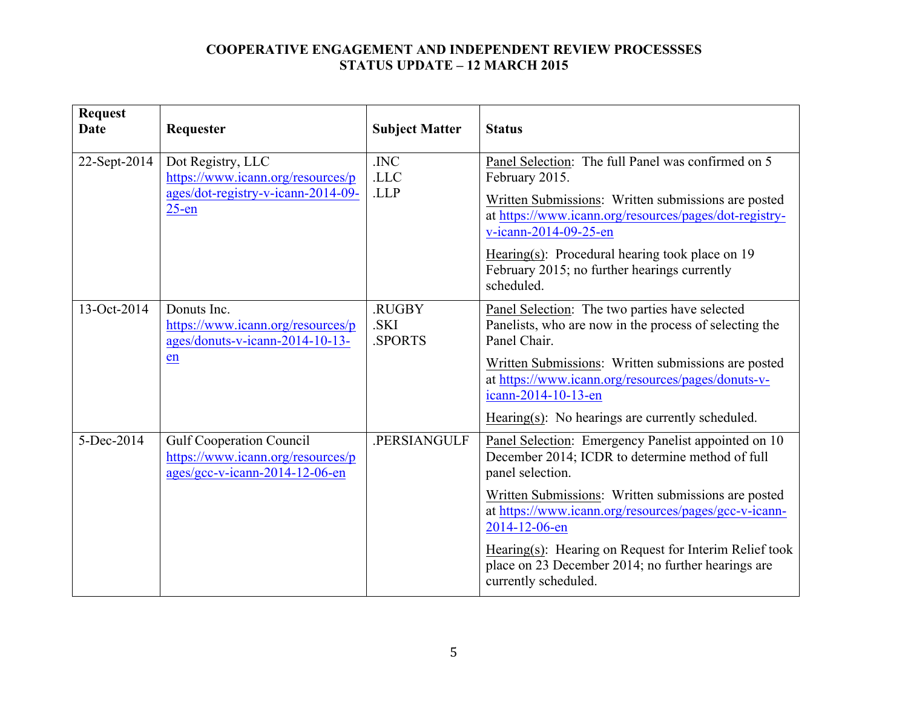**COOPERATIVE ENGAGEMENT AND INDEPENDENT REVIEW PROCESSSES**
**STATUS UPDATE – 12 MARCH 2015**

| Request Date | Requester | Subject Matter | Status |
|---|---|---|---|
| 22-Sept-2014 | Dot Registry, LLC https://www.icann.org/resources/pages/dot-registry-v-icann-2014-09-25-en | .INC<br>.LLC<br>.LLP | Panel Selection: The full Panel was confirmed on 5 February 2015.<br><br>Written Submissions: Written submissions are posted at https://www.icann.org/resources/pages/dot-registry-v-icann-2014-09-25-en<br><br>Hearing(s): Procedural hearing took place on 19 February 2015; no further hearings currently scheduled. |
| 13-Oct-2014 | Donuts Inc. https://www.icann.org/resources/pages/donuts-v-icann-2014-10-13-en | .RUGBY<br>.SKI<br>.SPORTS | Panel Selection: The two parties have selected Panelists, who are now in the process of selecting the Panel Chair.<br><br>Written Submissions: Written submissions are posted at https://www.icann.org/resources/pages/donuts-v-icann-2014-10-13-en<br><br>Hearing(s): No hearings are currently scheduled. |
| 5-Dec-2014 | Gulf Cooperation Council https://www.icann.org/resources/pages/gcc-v-icann-2014-12-06-en | .PERSIANGULF | Panel Selection: Emergency Panelist appointed on 10 December 2014; ICDR to determine method of full panel selection.<br><br>Written Submissions: Written submissions are posted at https://www.icann.org/resources/pages/gcc-v-icann-2014-12-06-en<br><br>Hearing(s): Hearing on Request for Interim Relief took place on 23 December 2014; no further hearings are currently scheduled. |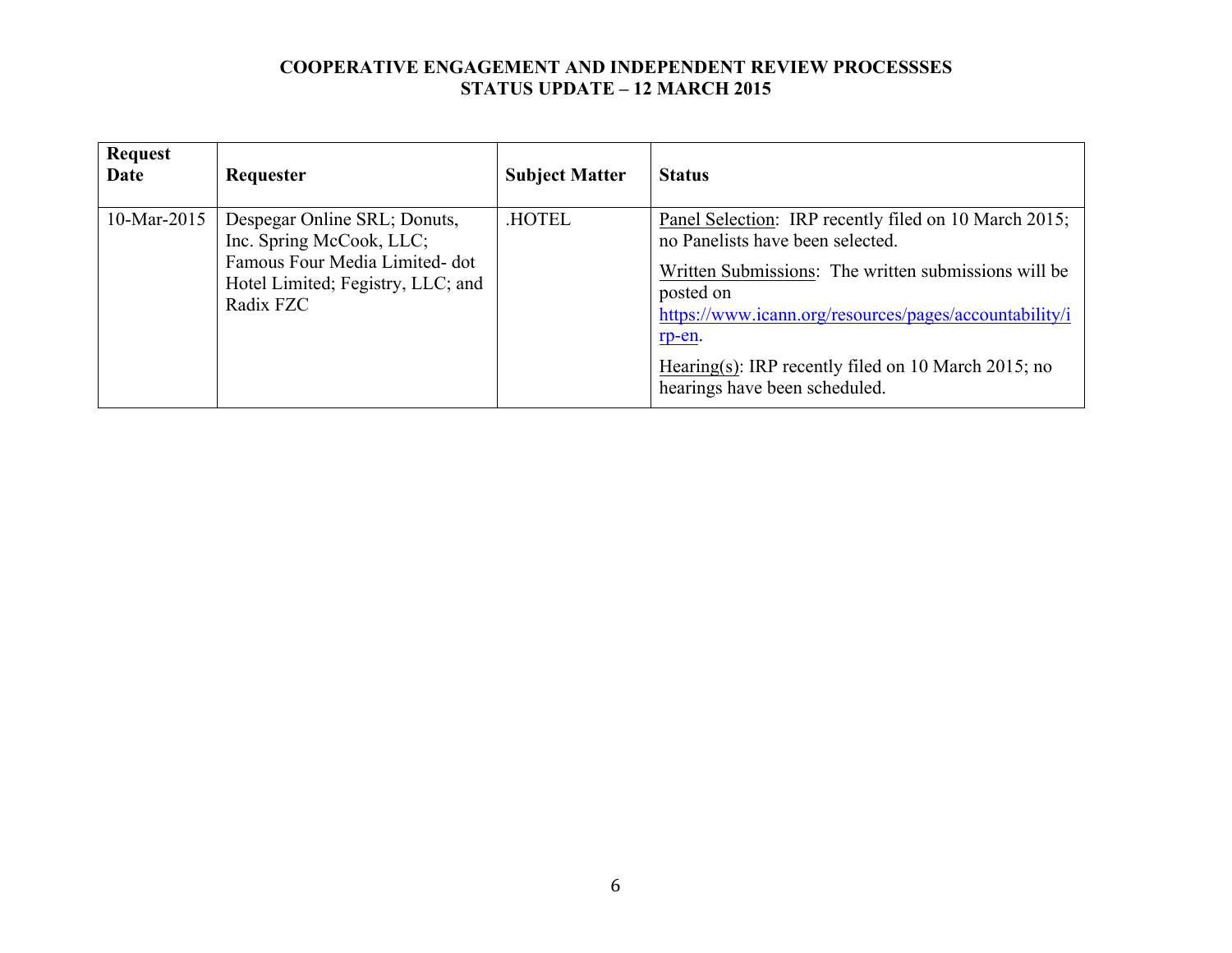**COOPERATIVE ENGAGEMENT AND INDEPENDENT REVIEW PROCESSSES**
**STATUS UPDATE – 12 MARCH 2015**

| Request Date | Requester | Subject Matter | Status |
|---|---|---|---|
| 10-Mar-2015 | Despegar Online SRL; Donuts, Inc. Spring McCook, LLC; Famous Four Media Limited- dot Hotel Limited; Fegistry, LLC; and Radix FZC | .HOTEL | Panel Selection: IRP recently filed on 10 March 2015; no Panelists have been selected.<br>Written Submissions: The written submissions will be posted on https://www.icann.org/resources/pages/accountability/irp-en.<br>Hearing(s): IRP recently filed on 10 March 2015; no hearings have been scheduled. |